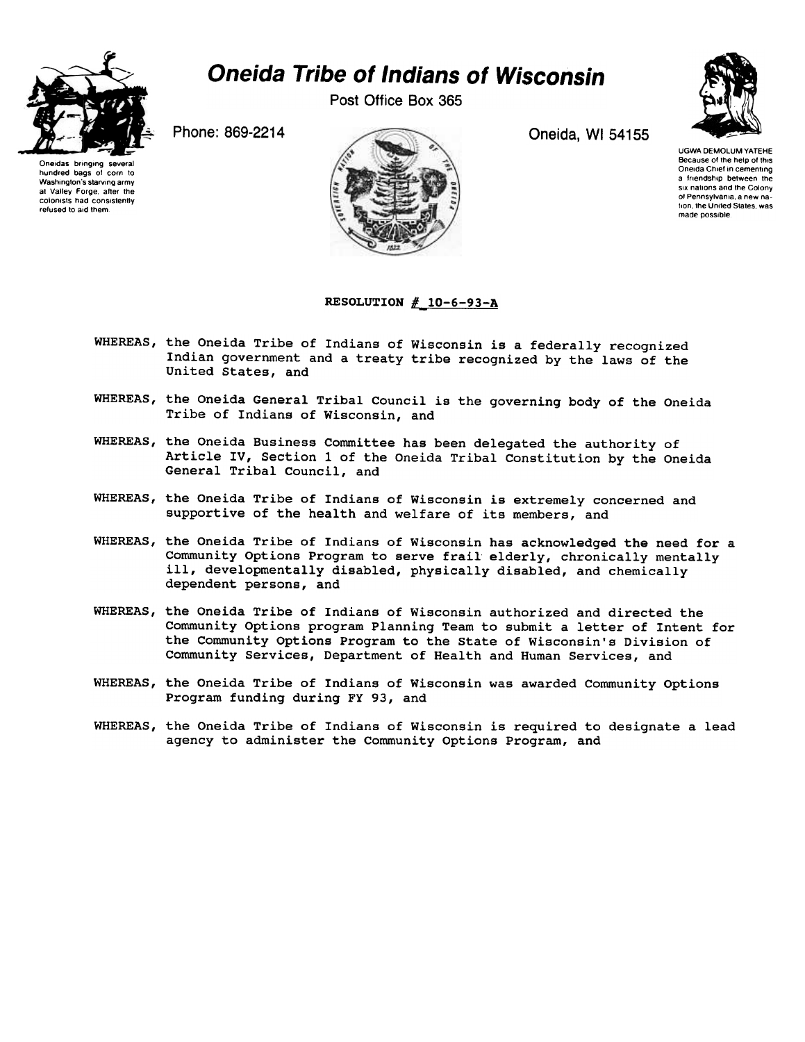# Oneida Tribe of Indians of Wisconsin

Post Office Box 365

Phone: 869-2214

Oneida, WI 54155

Oneidas bringing several hundred bags of corn to Washington's starving army at Valley Forge, after the colonists had consistently refused to aid them.

UGWA DEMOLUM YATEHE
Because of the help of this Oneida Chief in cementing a friendship between the six nations and the Colony of Pennsylvania, a new nation, the United States, was made possible.

**RESOLUTION # 10-6-93-A**

WHEREAS, the Oneida Tribe of Indians of Wisconsin is a federally recognized Indian government and a treaty tribe recognized by the laws of the United States, and

WHEREAS, the Oneida General Tribal Council is the governing body of the Oneida Tribe of Indians of Wisconsin, and

WHEREAS, the Oneida Business Committee has been delegated the authority of Article IV, Section 1 of the Oneida Tribal Constitution by the Oneida General Tribal Council, and

WHEREAS, the Oneida Tribe of Indians of Wisconsin is extremely concerned and supportive of the health and welfare of its members, and

WHEREAS, the Oneida Tribe of Indians of Wisconsin has acknowledged the need for a Community Options Program to serve frail elderly, chronically mentally ill, developmentally disabled, physically disabled, and chemically dependent persons, and

WHEREAS, the Oneida Tribe of Indians of Wisconsin authorized and directed the Community Options program Planning Team to submit a letter of Intent for the Community Options Program to the State of Wisconsin's Division of Community Services, Department of Health and Human Services, and

WHEREAS, the Oneida Tribe of Indians of Wisconsin was awarded Community Options Program funding during FY 93, and

WHEREAS, the Oneida Tribe of Indians of Wisconsin is required to designate a lead agency to administer the Community Options Program, and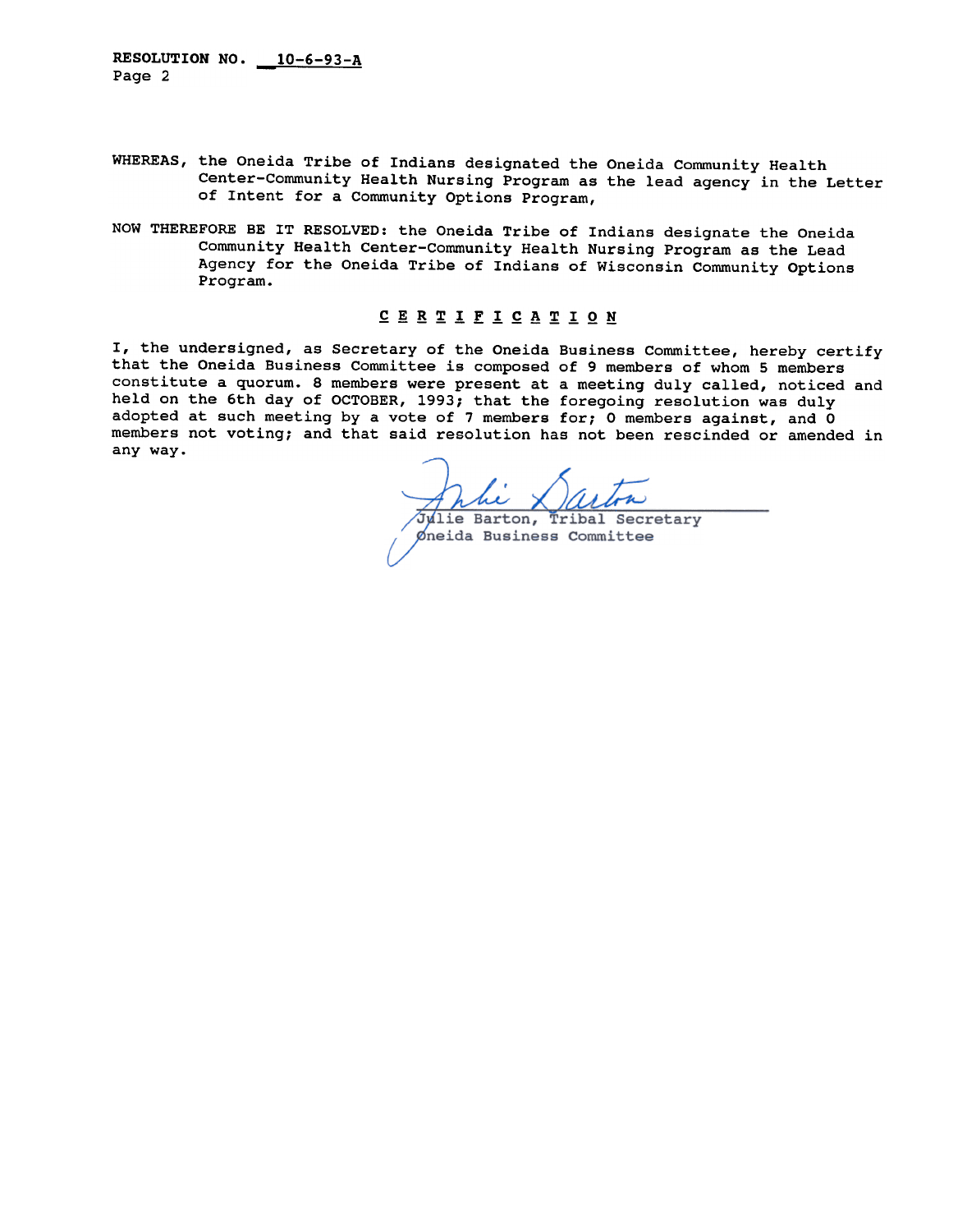**RESOLUTION NO. 10-6-93-A**
Page 2

WHEREAS, the Oneida Tribe of Indians designated the Oneida Community Health Center-Community Health Nursing Program as the lead agency in the Letter of Intent for a Community Options Program,

NOW THEREFORE BE IT RESOLVED: the Oneida Tribe of Indians designate the Oneida Community Health Center-Community Health Nursing Program as the Lead Agency for the Oneida Tribe of Indians of Wisconsin Community Options Program.

## CERTIFICATION

I, the undersigned, as Secretary of the Oneida Business Committee, hereby certify that the Oneida Business Committee is composed of 9 members of whom 5 members constitute a quorum. 8 members were present at a meeting duly called, noticed and held on the 6th day of OCTOBER, 1993; that the foregoing resolution was duly adopted at such meeting by a vote of 7 members for; 0 members against, and 0 members not voting; and that said resolution has not been rescinded or amended in any way.

Julie Barton, Tribal Secretary
Oneida Business Committee